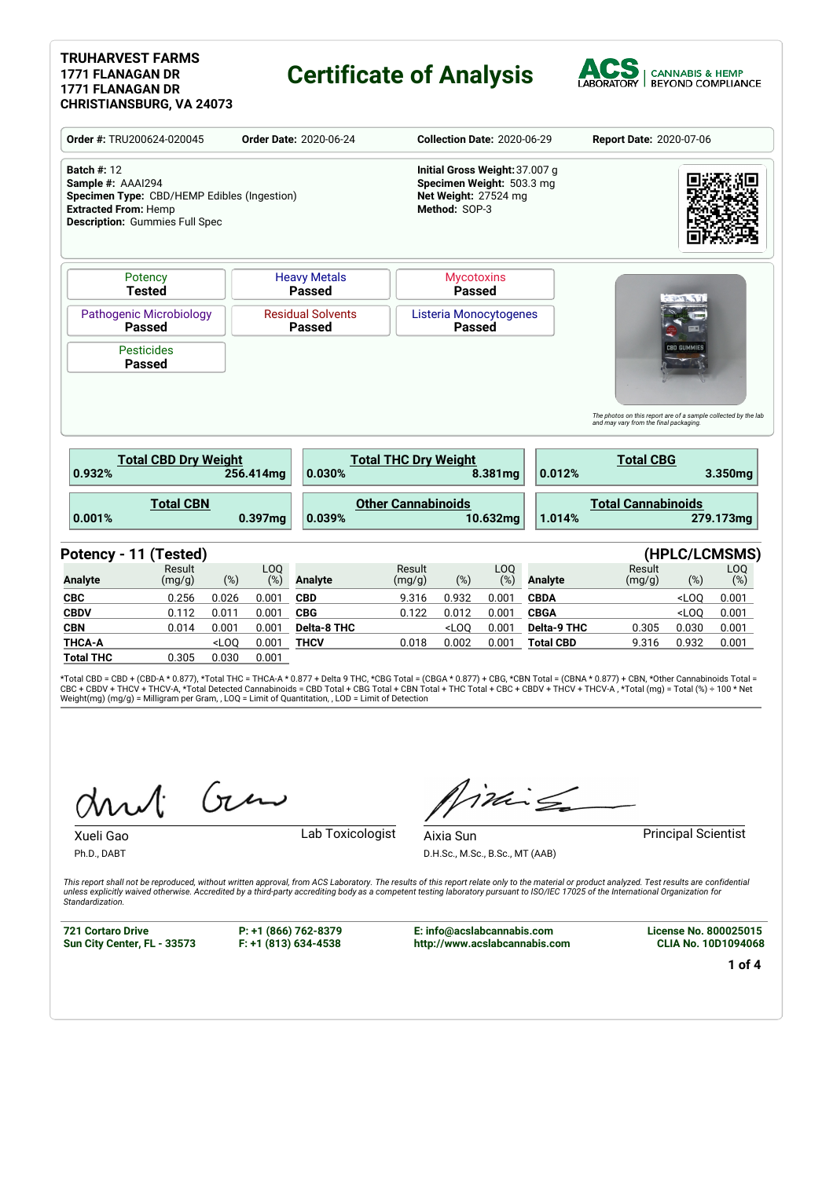**TRUHARVEST FARMS**
**1771 FLANAGAN DR**
**1771 FLANAGAN DR**
**CHRISTIANSBURG, VA 24073**

# Certificate of Analysis

ACS LABORATORY | CANNABIS & HEMP BEYOND COMPLIANCE

**Order #:** TRU200624-020045 | **Order Date:** 2020-06-24 | **Collection Date:** 2020-06-29 | **Report Date:** 2020-07-06

**Batch #:** 12
**Sample #:** AAAI294
**Specimen Type:** CBD/HEMP Edibles (Ingestion)
**Extracted From:** Hemp
**Description:** Gummies Full Spec

**Initial Gross Weight:** 37.007 g
**Specimen Weight:** 503.3 mg
**Net Weight:** 27524 mg
**Method:** SOP-3

| Test | Result |
|---|---|
| Potency | **Tested** |
| Heavy Metals | **Passed** |
| Mycotoxins | **Passed** |
| Pathogenic Microbiology | **Passed** |
| Residual Solvents | **Passed** |
| Listeria Monocytogenes | **Passed** |
| Pesticides | **Passed** |

*The photos on this report are of a sample collected by the lab and may vary from the final packaging.*

| Summary | % | mg |
|---|---|---|
| **Total CBD Dry Weight** | 0.932% | 256.414mg |
| **Total THC Dry Weight** | 0.030% | 8.381mg |
| **Total CBG** | 0.012% | 3.350mg |
| **Total CBN** | 0.001% | 0.397mg |
| **Other Cannabinoids** | 0.039% | 10.632mg |
| **Total Cannabinoids** | 1.014% | 279.173mg |

## Potency - 11 (Tested) (HPLC/LCMSMS)

| Analyte | Result (mg/g) | (%) | LOQ (%) | Analyte | Result (mg/g) | (%) | LOQ (%) | Analyte | Result (mg/g) | (%) | LOQ (%) |
|---|---|---|---|---|---|---|---|---|---|---|---|
| **CBC** | 0.256 | 0.026 | 0.001 | **CBD** | 9.316 | 0.932 | 0.001 | **CBDA** | | <LOQ | 0.001 |
| **CBDV** | 0.112 | 0.011 | 0.001 | **CBG** | 0.122 | 0.012 | 0.001 | **CBGA** | | <LOQ | 0.001 |
| **CBN** | 0.014 | 0.001 | 0.001 | **Delta-8 THC** | | <LOQ | 0.001 | **Delta-9 THC** | 0.305 | 0.030 | 0.001 |
| **THCA-A** | | <LOQ | 0.001 | **THCV** | 0.018 | 0.002 | 0.001 | **Total CBD** | 9.316 | 0.932 | 0.001 |
| **Total THC** | 0.305 | 0.030 | 0.001 | | | | | | | | |

*Total CBD = CBD + (CBD-A * 0.877), *Total THC = THCA-A * 0.877 + Delta 9 THC, *CBG Total = (CBGA * 0.877) + CBG, *CBN Total = (CBNA * 0.877) + CBN, *Other Cannabinoids Total = CBC + CBDV + THCV + THCV-A, *Total Detected Cannabinoids = CBD Total + CBG Total + CBN Total + THC Total + CBC + CBDV + THCV + THCV-A , *Total (mg) = Total (%) ÷ 100 * Net Weight(mg) (mg/g) = Milligram per Gram, , LOQ = Limit of Quantitation, , LOD = Limit of Detection

Xueli Gao, Ph.D., DABT — Lab Toxicologist

Aixia Sun, D.H.Sc., M.Sc., B.Sc., MT (AAB) — Principal Scientist

*This report shall not be reproduced, without written approval, from ACS Laboratory. The results of this report relate only to the material or product analyzed. Test results are confidential unless explicitly waived otherwise. Accredited by a third-party accrediting body as a competent testing laboratory pursuant to ISO/IEC 17025 of the International Organization for Standardization.*

**721 Cortaro Drive, Sun City Center, FL - 33573** | **P: +1 (866) 762-8379, F: +1 (813) 634-4538** | **E: info@acslabcannabis.com, http://www.acslabcannabis.com** | **License No. 800025015, CLIA No. 10D1094068**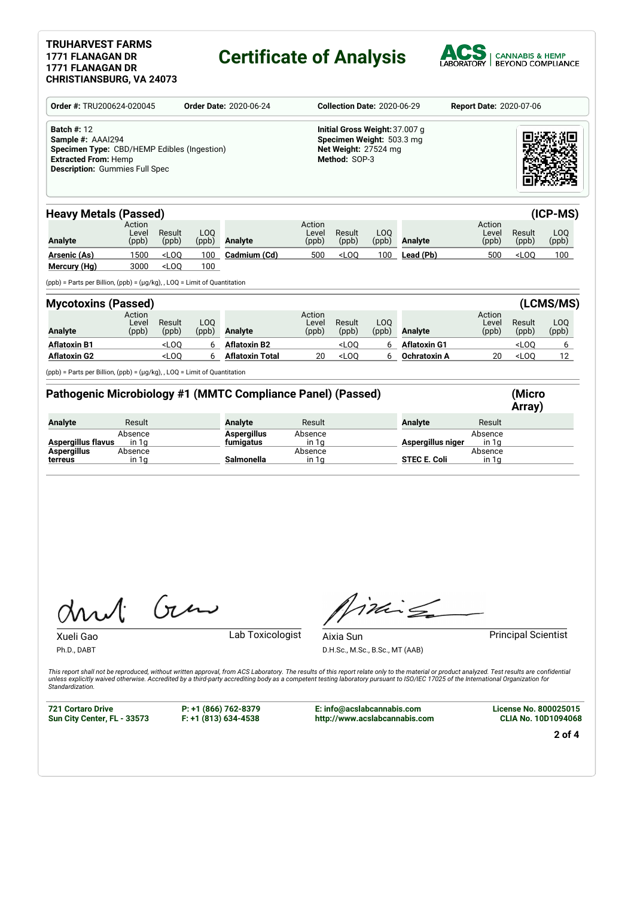**TRUHARVEST FARMS**
**1771 FLANAGAN DR**
**1771 FLANAGAN DR**
**CHRISTIANSBURG, VA 24073**

# Certificate of Analysis

ACS LABORATORY | CANNABIS & HEMP BEYOND COMPLIANCE

**Order #:** TRU200624-020045 **Order Date:** 2020-06-24 **Collection Date:** 2020-06-29 **Report Date:** 2020-07-06

**Batch #:** 12
**Sample #:** AAAI294
**Specimen Type:** CBD/HEMP Edibles (Ingestion)
**Extracted From:** Hemp
**Description:** Gummies Full Spec

**Initial Gross Weight:** 37.007 g
**Specimen Weight:** 503.3 mg
**Net Weight:** 27524 mg
**Method:** SOP-3

## Heavy Metals (Passed) (ICP-MS)

| Analyte | Action Level (ppb) | Result (ppb) | LOQ (ppb) | Analyte | Action Level (ppb) | Result (ppb) | LOQ (ppb) | Analyte | Action Level (ppb) | Result (ppb) | LOQ (ppb) |
|---|---|---|---|---|---|---|---|---|---|---|---|
| **Arsenic (As)** | 1500 | <LOQ | 100 | **Cadmium (Cd)** | 500 | <LOQ | 100 | **Lead (Pb)** | 500 | <LOQ | 100 |
| **Mercury (Hg)** | 3000 | <LOQ | 100 | | | | | | | | |

(ppb) = Parts per Billion, (ppb) = (µg/kg), , LOQ = Limit of Quantitation

## Mycotoxins (Passed) (LCMS/MS)

| Analyte | Action Level (ppb) | Result (ppb) | LOQ (ppb) | Analyte | Action Level (ppb) | Result (ppb) | LOQ (ppb) | Analyte | Action Level (ppb) | Result (ppb) | LOQ (ppb) |
|---|---|---|---|---|---|---|---|---|---|---|---|
| **Aflatoxin B1** | | <LOQ | 6 | **Aflatoxin B2** | | <LOQ | 6 | **Aflatoxin G1** | | <LOQ | 6 |
| **Aflatoxin G2** | | <LOQ | 6 | **Aflatoxin Total** | 20 | <LOQ | 6 | **Ochratoxin A** | 20 | <LOQ | 12 |

(ppb) = Parts per Billion, (ppb) = (µg/kg), , LOQ = Limit of Quantitation

## Pathogenic Microbiology #1 (MMTC Compliance Panel) (Passed) (Micro Array)

| Analyte | Result | Analyte | Result | Analyte | Result |
|---|---|---|---|---|---|
| **Aspergillus flavus** | Absence in 1g | **Aspergillus fumigatus** | Absence in 1g | **Aspergillus niger** | Absence in 1g |
| **Aspergillus terreus** | Absence in 1g | **Salmonella** | Absence in 1g | **STEC E. Coli** | Absence in 1g |

Xueli Gao
Ph.D., DABT
Lab Toxicologist

Aixia Sun
D.H.Sc., M.Sc., B.Sc., MT (AAB)
Principal Scientist

*This report shall not be reproduced, without written approval, from ACS Laboratory. The results of this report relate only to the material or product analyzed. Test results are confidential unless explicitly waived otherwise. Accredited by a third-party accrediting body as a competent testing laboratory pursuant to ISO/IEC 17025 of the International Organization for Standardization.*

**721 Cortaro Drive**
**Sun City Center, FL - 33573**
**P: +1 (866) 762-8379**
**F: +1 (813) 634-4538**
**E: info@acslabcannabis.com**
**http://www.acslabcannabis.com**
**License No. 800025015**
**CLIA No. 10D1094068**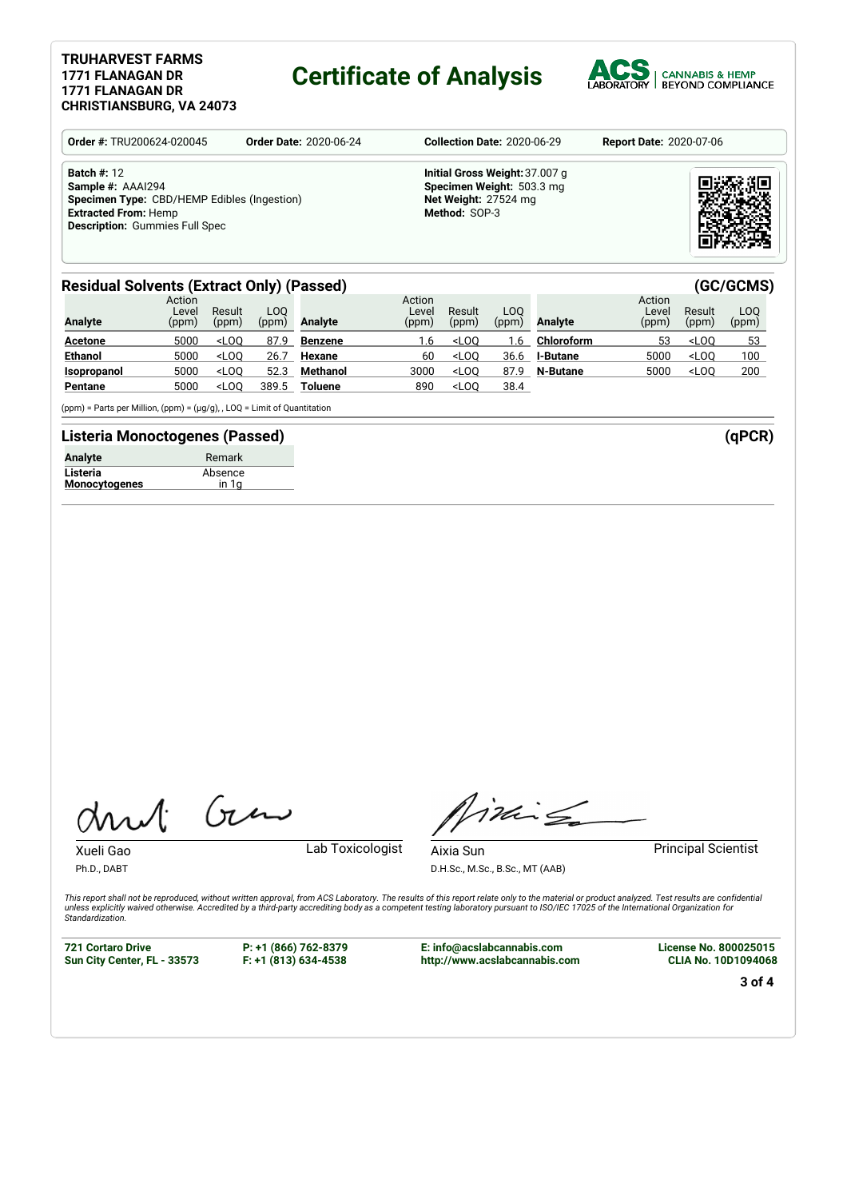**TRUHARVEST FARMS**
**1771 FLANAGAN DR**
**1771 FLANAGAN DR**
**CHRISTIANSBURG, VA 24073**

# Certificate of Analysis

ACS LABORATORY | CANNABIS & HEMP BEYOND COMPLIANCE

| **Order #:** TRU200624-020045 | **Order Date:** 2020-06-24 | **Collection Date:** 2020-06-29 | **Report Date:** 2020-07-06 |
|---|---|---|---|

**Batch #:** 12
**Sample #:** AAAI294
**Specimen Type:** CBD/HEMP Edibles (Ingestion)
**Extracted From:** Hemp
**Description:** Gummies Full Spec

**Initial Gross Weight:** 37.007 g
**Specimen Weight:** 503.3 mg
**Net Weight:** 27524 mg
**Method:** SOP-3

## Residual Solvents (Extract Only) (Passed) (GC/GCMS)

| Analyte | Action Level (ppm) | Result (ppm) | LOQ (ppm) | Analyte | Action Level (ppm) | Result (ppm) | LOQ (ppm) | Analyte | Action Level (ppm) | Result (ppm) | LOQ (ppm) |
|---|---|---|---|---|---|---|---|---|---|---|---|
| **Acetone** | 5000 | <LOQ | 87.9 | **Benzene** | 1.6 | <LOQ | 1.6 | **Chloroform** | 53 | <LOQ | 53 |
| **Ethanol** | 5000 | <LOQ | 26.7 | **Hexane** | 60 | <LOQ | 36.6 | **I-Butane** | 5000 | <LOQ | 100 |
| **Isopropanol** | 5000 | <LOQ | 52.3 | **Methanol** | 3000 | <LOQ | 87.9 | **N-Butane** | 5000 | <LOQ | 200 |
| **Pentane** | 5000 | <LOQ | 389.5 | **Toluene** | 890 | <LOQ | 38.4 | | | | |

(ppm) = Parts per Million, (ppm) = (µg/g), , LOQ = Limit of Quantitation

## Listeria Monoctogenes (Passed) (qPCR)

| Analyte | Remark |
|---|---|
| **Listeria Monocytogenes** | Absence in 1g |

Xueli Gao
Ph.D., DABT
Lab Toxicologist

Aixia Sun
D.H.Sc., M.Sc., B.Sc., MT (AAB)
Principal Scientist

*This report shall not be reproduced, without written approval, from ACS Laboratory. The results of this report relate only to the material or product analyzed. Test results are confidential unless explicitly waived otherwise. Accredited by a third-party accrediting body as a competent testing laboratory pursuant to ISO/IEC 17025 of the International Organization for Standardization.*

**721 Cortaro Drive**
**Sun City Center, FL - 33573**

**P: +1 (866) 762-8379**
**F: +1 (813) 634-4538**

**E: info@acslabcannabis.com**
**http://www.acslabcannabis.com**

**License No. 800025015**
**CLIA No. 10D1094068**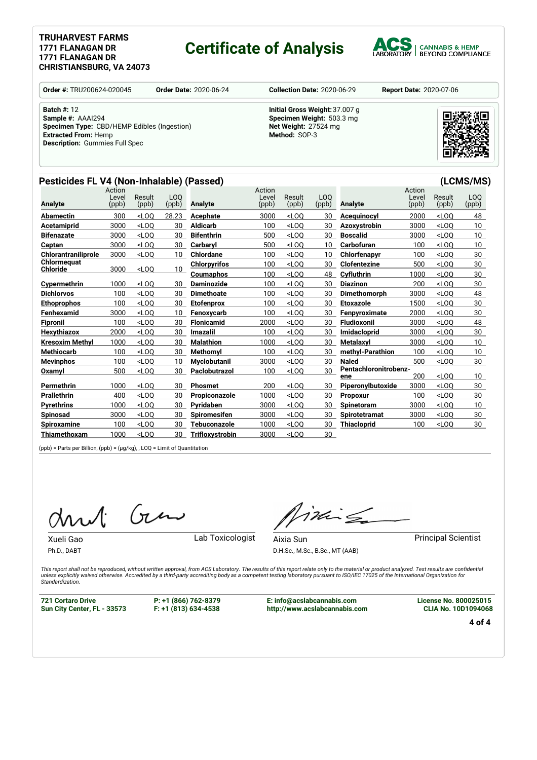**TRUHARVEST FARMS**
**1771 FLANAGAN DR**
**1771 FLANAGAN DR**
**CHRISTIANSBURG, VA 24073**

# Certificate of Analysis

ACS LABORATORY | CANNABIS & HEMP BEYOND COMPLIANCE

**Order #:** TRU200624-020045 **Order Date:** 2020-06-24 **Collection Date:** 2020-06-29 **Report Date:** 2020-07-06

**Batch #:** 12
**Sample #:** AAAI294
**Specimen Type:** CBD/HEMP Edibles (Ingestion)
**Extracted From:** Hemp
**Description:** Gummies Full Spec

**Initial Gross Weight:** 37.007 g
**Specimen Weight:** 503.3 mg
**Net Weight:** 27524 mg
**Method:** SOP-3

## Pesticides FL V4 (Non-Inhalable) (Passed) (LCMS/MS)

| Analyte | Action Level (ppb) | Result (ppb) | LOQ (ppb) | Analyte | Action Level (ppb) | Result (ppb) | LOQ (ppb) | Analyte | Action Level (ppb) | Result (ppb) | LOQ (ppb) |
|---|---|---|---|---|---|---|---|---|---|---|---|
| **Abamectin** | 300 | <LOQ | 28.23 | **Acephate** | 3000 | <LOQ | 30 | **Acequinocyl** | 2000 | <LOQ | 48 |
| **Acetamiprid** | 3000 | <LOQ | 30 | **Aldicarb** | 100 | <LOQ | 30 | **Azoxystrobin** | 3000 | <LOQ | 10 |
| **Bifenazate** | 3000 | <LOQ | 30 | **Bifenthrin** | 500 | <LOQ | 30 | **Boscalid** | 3000 | <LOQ | 10 |
| **Captan** | 3000 | <LOQ | 30 | **Carbaryl** | 500 | <LOQ | 10 | **Carbofuran** | 100 | <LOQ | 10 |
| **Chlorantraniliprole** | 3000 | <LOQ | 10 | **Chlordane** | 100 | <LOQ | 10 | **Chlorfenapyr** | 100 | <LOQ | 30 |
| **Chlormequat Chloride** | 3000 | <LOQ | 10 | **Chlorpyrifos** | 100 | <LOQ | 30 | **Clofentezine** | 500 | <LOQ | 30 |
| | | | | **Coumaphos** | 100 | <LOQ | 48 | **Cyfluthrin** | 1000 | <LOQ | 30 |
| **Cypermethrin** | 1000 | <LOQ | 30 | **Daminozide** | 100 | <LOQ | 30 | **Diazinon** | 200 | <LOQ | 30 |
| **Dichlorvos** | 100 | <LOQ | 30 | **Dimethoate** | 100 | <LOQ | 30 | **Dimethomorph** | 3000 | <LOQ | 48 |
| **Ethoprophos** | 100 | <LOQ | 30 | **Etofenprox** | 100 | <LOQ | 30 | **Etoxazole** | 1500 | <LOQ | 30 |
| **Fenhexamid** | 3000 | <LOQ | 10 | **Fenoxycarb** | 100 | <LOQ | 30 | **Fenpyroximate** | 2000 | <LOQ | 30 |
| **Fipronil** | 100 | <LOQ | 30 | **Flonicamid** | 2000 | <LOQ | 30 | **Fludioxonil** | 3000 | <LOQ | 48 |
| **Hexythiazox** | 2000 | <LOQ | 30 | **Imazalil** | 100 | <LOQ | 30 | **Imidacloprid** | 3000 | <LOQ | 30 |
| **Kresoxim Methyl** | 1000 | <LOQ | 30 | **Malathion** | 1000 | <LOQ | 30 | **Metalaxyl** | 3000 | <LOQ | 10 |
| **Methiocarb** | 100 | <LOQ | 30 | **Methomyl** | 100 | <LOQ | 30 | **methyl-Parathion** | 100 | <LOQ | 10 |
| **Mevinphos** | 100 | <LOQ | 10 | **Myclobutanil** | 3000 | <LOQ | 30 | **Naled** | 500 | <LOQ | 30 |
| **Oxamyl** | 500 | <LOQ | 30 | **Paclobutrazol** | 100 | <LOQ | 30 | **Pentachloronitrobenzene** | 200 | <LOQ | 10 |
| **Permethrin** | 1000 | <LOQ | 30 | **Phosmet** | 200 | <LOQ | 30 | **Piperonylbutoxide** | 3000 | <LOQ | 30 |
| **Prallethrin** | 400 | <LOQ | 30 | **Propiconazole** | 1000 | <LOQ | 30 | **Propoxur** | 100 | <LOQ | 30 |
| **Pyrethrins** | 1000 | <LOQ | 30 | **Pyridaben** | 3000 | <LOQ | 30 | **Spinetoram** | 3000 | <LOQ | 10 |
| **Spinosad** | 3000 | <LOQ | 30 | **Spiromesifen** | 3000 | <LOQ | 30 | **Spirotetramat** | 3000 | <LOQ | 30 |
| **Spiroxamine** | 100 | <LOQ | 30 | **Tebuconazole** | 1000 | <LOQ | 30 | **Thiacloprid** | 100 | <LOQ | 30 |
| **Thiamethoxam** | 1000 | <LOQ | 30 | **Trifloxystrobin** | 3000 | <LOQ | 30 | | | | |

(ppb) = Parts per Billion, (ppb) = (µg/kg), , LOQ = Limit of Quantitation

Xueli Gao
Ph.D., DABT
Lab Toxicologist

Aixia Sun
D.H.Sc., M.Sc., B.Sc., MT (AAB)
Principal Scientist

*This report shall not be reproduced, without written approval, from ACS Laboratory. The results of this report relate only to the material or product analyzed. Test results are confidential unless explicitly waived otherwise. Accredited by a third-party accrediting body as a competent testing laboratory pursuant to ISO/IEC 17025 of the International Organization for Standardization.*

**721 Cortaro Drive**
**Sun City Center, FL - 33573**

**P: +1 (866) 762-8379**
**F: +1 (813) 634-4538**

**E: info@acslabcannabis.com**
**http://www.acslabcannabis.com**

**License No. 800025015**
**CLIA No. 10D1094068**